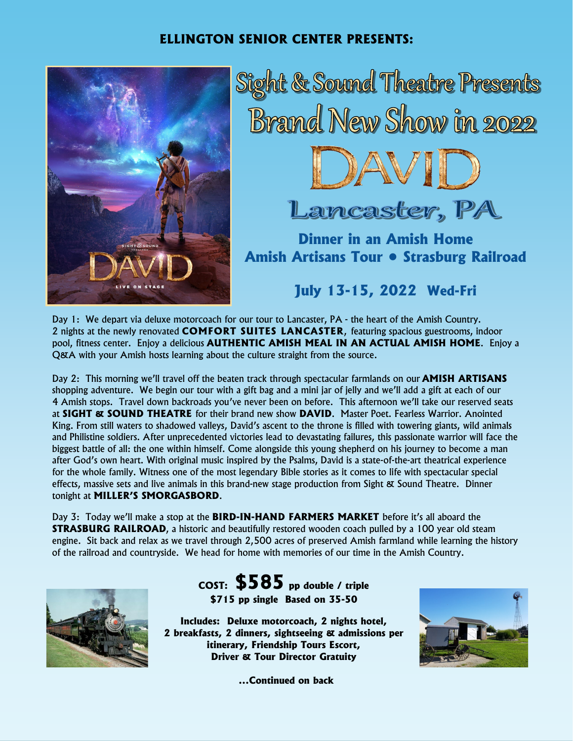**ELLINGTON SENIOR CENTER PRESENTS:**

# Sight & Sound Theatre Presents Brand New Show in 2022

# DAVID

## Lancaster, PA

### Dinner in an Amish Home
### Amish Artisans Tour • Strasburg Railroad

### July 13-15, 2022 Wed-Fri

Day 1: We depart via deluxe motorcoach for our tour to Lancaster, PA - the heart of the Amish Country. 2 nights at the newly renovated **COMFORT SUITES LANCASTER**, featuring spacious guestrooms, indoor pool, fitness center. Enjoy a delicious **AUTHENTIC AMISH MEAL IN AN ACTUAL AMISH HOME**. Enjoy a Q&A with your Amish hosts learning about the culture straight from the source.

Day 2: This morning we'll travel off the beaten track through spectacular farmlands on our **AMISH ARTISANS** shopping adventure. We begin our tour with a gift bag and a mini jar of jelly and we'll add a gift at each of our 4 Amish stops. Travel down backroads you've never been on before. This afternoon we'll take our reserved seats at **SIGHT & SOUND THEATRE** for their brand new show **DAVID**. Master Poet. Fearless Warrior. Anointed King. From still waters to shadowed valleys, David's ascent to the throne is filled with towering giants, wild animals and Philistine soldiers. After unprecedented victories lead to devastating failures, this passionate warrior will face the biggest battle of all: the one within himself. Come alongside this young shepherd on his journey to become a man after God's own heart. With original music inspired by the Psalms, David is a state-of-the-art theatrical experience for the whole family. Witness one of the most legendary Bible stories as it comes to life with spectacular special effects, massive sets and live animals in this brand-new stage production from Sight & Sound Theatre. Dinner tonight at **MILLER'S SMORGASBORD**.

Day 3: Today we'll make a stop at the **BIRD-IN-HAND FARMERS MARKET** before it's all aboard the **STRASBURG RAILROAD**, a historic and beautifully restored wooden coach pulled by a 100 year old steam engine. Sit back and relax as we travel through 2,500 acres of preserved Amish farmland while learning the history of the railroad and countryside. We head for home with memories of our time in the Amish Country.

**COST: $585 pp double / triple**
**$715 pp single Based on 35-50**

**Includes: Deluxe motorcoach, 2 nights hotel, 2 breakfasts, 2 dinners, sightseeing & admissions per itinerary, Friendship Tours Escort, Driver & Tour Director Gratuity**

**...Continued on back**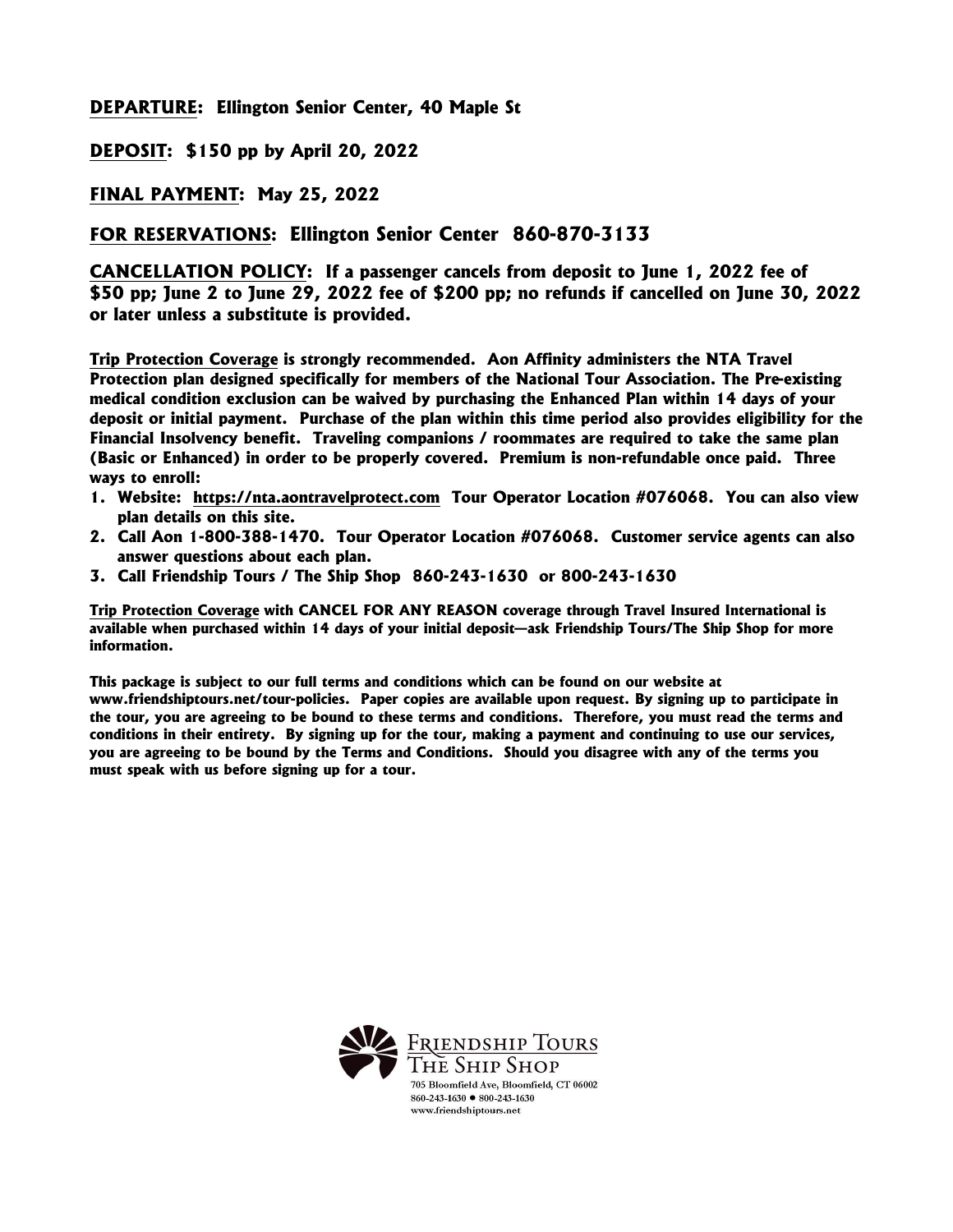**DEPARTURE:** **Ellington Senior Center, 40 Maple St**

**DEPOSIT:** **$150 pp by April 20, 2022**

**FINAL PAYMENT:** **May 25, 2022**

**FOR RESERVATIONS:** **Ellington Senior Center 860-870-3133**

**CANCELLATION POLICY:** **If a passenger cancels from deposit to June 1, 2022 fee of $50 pp; June 2 to June 29, 2022 fee of $200 pp; no refunds if cancelled on June 30, 2022 or later unless a substitute is provided.**

**Trip Protection Coverage is strongly recommended. Aon Affinity administers the NTA Travel Protection plan designed specifically for members of the National Tour Association. The Pre-existing medical condition exclusion can be waived by purchasing the Enhanced Plan within 14 days of your deposit or initial payment. Purchase of the plan within this time period also provides eligibility for the Financial Insolvency benefit. Traveling companions / roommates are required to take the same plan (Basic or Enhanced) in order to be properly covered. Premium is non-refundable once paid. Three ways to enroll:**

1. **Website: https://nta.aontravelprotect.com Tour Operator Location #076068. You can also view plan details on this site.**
2. **Call Aon 1-800-388-1470. Tour Operator Location #076068. Customer service agents can also answer questions about each plan.**
3. **Call Friendship Tours / The Ship Shop 860-243-1630 or 800-243-1630**

**Trip Protection Coverage with CANCEL FOR ANY REASON coverage through Travel Insured International is available when purchased within 14 days of your initial deposit—ask Friendship Tours/The Ship Shop for more information.**

**This package is subject to our full terms and conditions which can be found on our website at www.friendshiptours.net/tour-policies. Paper copies are available upon request. By signing up to participate in the tour, you are agreeing to be bound to these terms and conditions. Therefore, you must read the terms and conditions in their entirety. By signing up for the tour, making a payment and continuing to use our services, you are agreeing to be bound by the Terms and Conditions. Should you disagree with any of the terms you must speak with us before signing up for a tour.**

Friendship Tours
The Ship Shop
705 Bloomfield Ave, Bloomfield, CT 06002
860-243-1630 ● 800-243-1630
www.friendshiptours.net